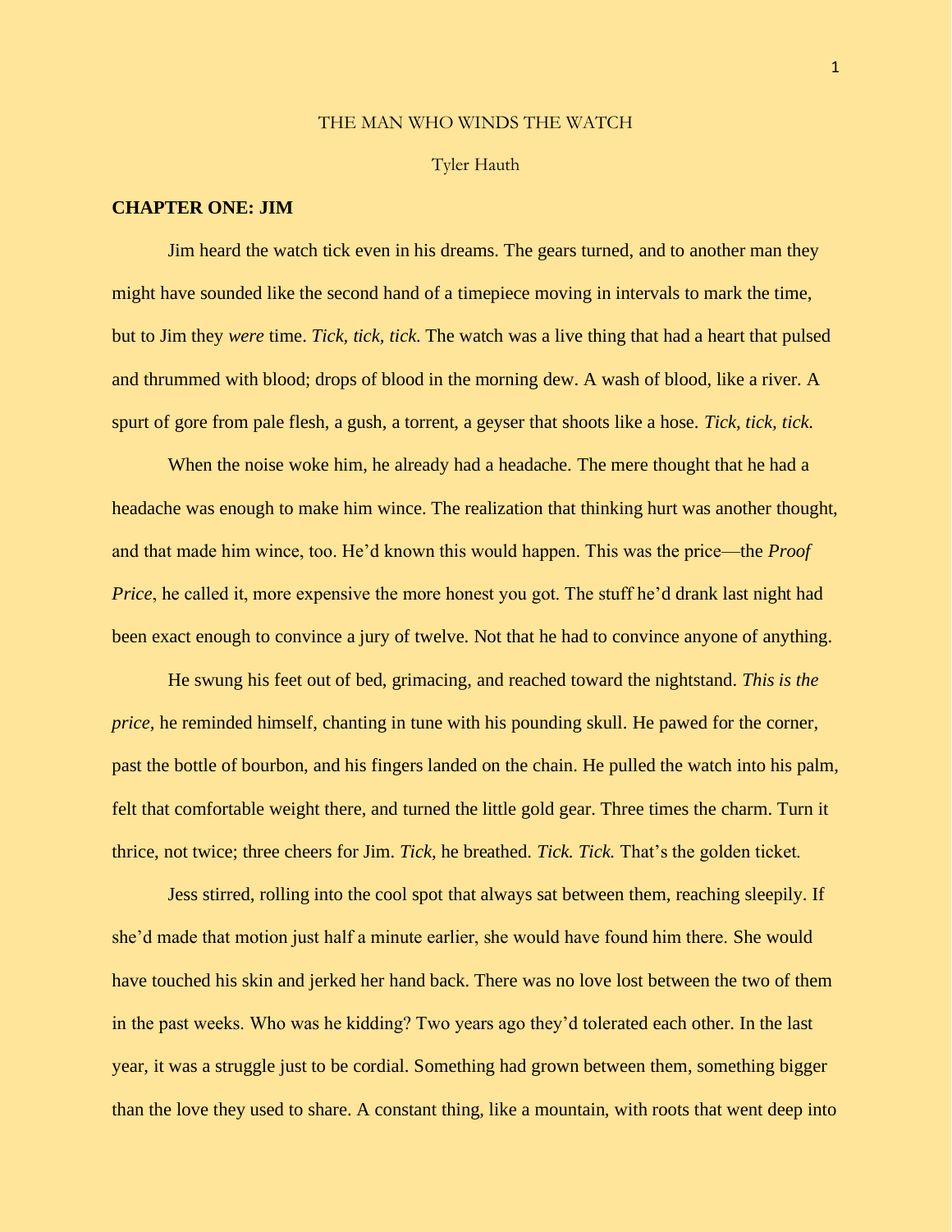# THE MAN WHO WINDS THE WATCH

Tyler Hauth

## CHAPTER ONE: JIM

Jim heard the watch tick even in his dreams. The gears turned, and to another man they might have sounded like the second hand of a timepiece moving in intervals to mark the time, but to Jim they *were* time. *Tick, tick, tick*. The watch was a live thing that had a heart that pulsed and thrummed with blood; drops of blood in the morning dew. A wash of blood, like a river. A spurt of gore from pale flesh, a gush, a torrent, a geyser that shoots like a hose. *Tick, tick, tick.*

When the noise woke him, he already had a headache. The mere thought that he had a headache was enough to make him wince. The realization that thinking hurt was another thought, and that made him wince, too. He'd known this would happen. This was the price—the *Proof Price*, he called it, more expensive the more honest you got. The stuff he'd drank last night had been exact enough to convince a jury of twelve. Not that he had to convince anyone of anything.

He swung his feet out of bed, grimacing, and reached toward the nightstand. *This is the price,* he reminded himself, chanting in tune with his pounding skull. He pawed for the corner, past the bottle of bourbon, and his fingers landed on the chain. He pulled the watch into his palm, felt that comfortable weight there, and turned the little gold gear. Three times the charm. Turn it thrice, not twice; three cheers for Jim. *Tick,* he breathed. *Tick. Tick.* That's the golden ticket.

Jess stirred, rolling into the cool spot that always sat between them, reaching sleepily. If she'd made that motion just half a minute earlier, she would have found him there. She would have touched his skin and jerked her hand back. There was no love lost between the two of them in the past weeks. Who was he kidding? Two years ago they'd tolerated each other. In the last year, it was a struggle just to be cordial. Something had grown between them, something bigger than the love they used to share. A constant thing, like a mountain, with roots that went deep into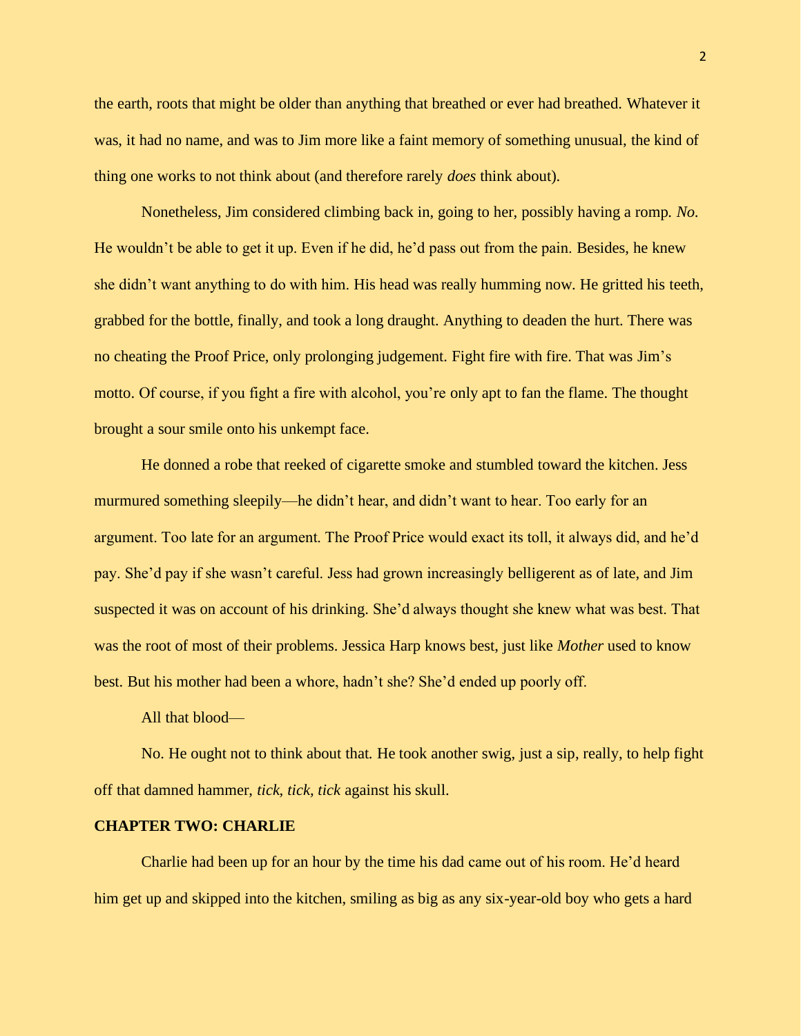the earth, roots that might be older than anything that breathed or ever had breathed. Whatever it was, it had no name, and was to Jim more like a faint memory of something unusual, the kind of thing one works to not think about (and therefore rarely *does* think about).

Nonetheless, Jim considered climbing back in, going to her, possibly having a romp. *No*. He wouldn't be able to get it up. Even if he did, he'd pass out from the pain. Besides, he knew she didn't want anything to do with him. His head was really humming now. He gritted his teeth, grabbed for the bottle, finally, and took a long draught. Anything to deaden the hurt. There was no cheating the Proof Price, only prolonging judgement. Fight fire with fire. That was Jim's motto. Of course, if you fight a fire with alcohol, you're only apt to fan the flame. The thought brought a sour smile onto his unkempt face.

He donned a robe that reeked of cigarette smoke and stumbled toward the kitchen. Jess murmured something sleepily—he didn't hear, and didn't want to hear. Too early for an argument. Too late for an argument. The Proof Price would exact its toll, it always did, and he'd pay. She'd pay if she wasn't careful. Jess had grown increasingly belligerent as of late, and Jim suspected it was on account of his drinking. She'd always thought she knew what was best. That was the root of most of their problems. Jessica Harp knows best, just like *Mother* used to know best. But his mother had been a whore, hadn't she? She'd ended up poorly off.

All that blood—

No. He ought not to think about that. He took another swig, just a sip, really, to help fight off that damned hammer, *tick, tick, tick* against his skull.

## CHAPTER TWO: CHARLIE

Charlie had been up for an hour by the time his dad came out of his room. He'd heard him get up and skipped into the kitchen, smiling as big as any six-year-old boy who gets a hard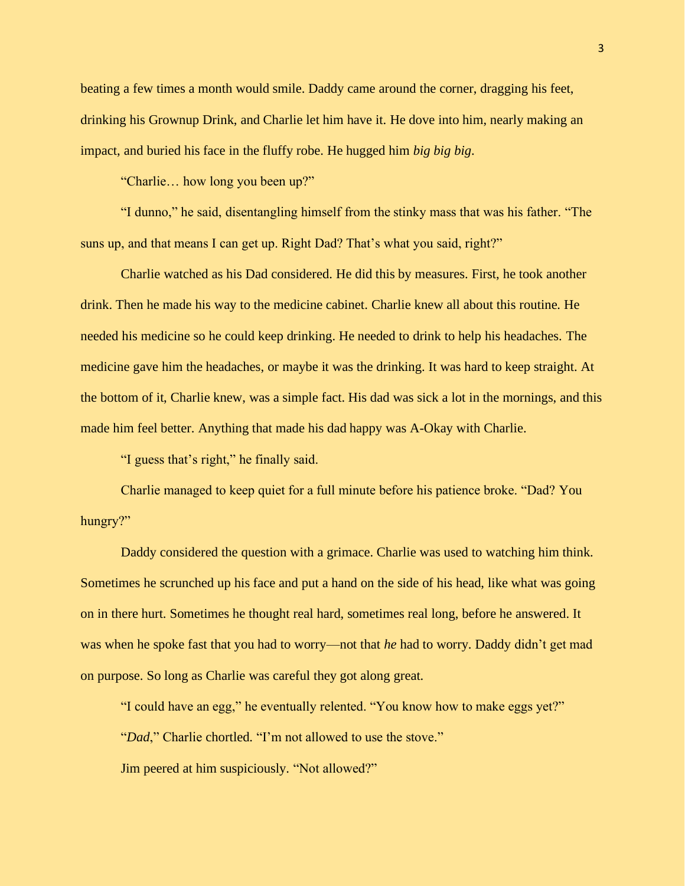beating a few times a month would smile. Daddy came around the corner, dragging his feet, drinking his Grownup Drink, and Charlie let him have it. He dove into him, nearly making an impact, and buried his face in the fluffy robe. He hugged him *big big big*.

"Charlie… how long you been up?"

"I dunno," he said, disentangling himself from the stinky mass that was his father. "The suns up, and that means I can get up. Right Dad? That's what you said, right?"

Charlie watched as his Dad considered. He did this by measures. First, he took another drink. Then he made his way to the medicine cabinet. Charlie knew all about this routine. He needed his medicine so he could keep drinking. He needed to drink to help his headaches. The medicine gave him the headaches, or maybe it was the drinking. It was hard to keep straight. At the bottom of it, Charlie knew, was a simple fact. His dad was sick a lot in the mornings, and this made him feel better. Anything that made his dad happy was A-Okay with Charlie.

"I guess that's right," he finally said.

Charlie managed to keep quiet for a full minute before his patience broke. "Dad? You hungry?"

Daddy considered the question with a grimace. Charlie was used to watching him think. Sometimes he scrunched up his face and put a hand on the side of his head, like what was going on in there hurt. Sometimes he thought real hard, sometimes real long, before he answered. It was when he spoke fast that you had to worry—not that *he* had to worry. Daddy didn't get mad on purpose. So long as Charlie was careful they got along great.

"I could have an egg," he eventually relented. "You know how to make eggs yet?"

"*Dad*," Charlie chortled. "I'm not allowed to use the stove."

Jim peered at him suspiciously. "Not allowed?"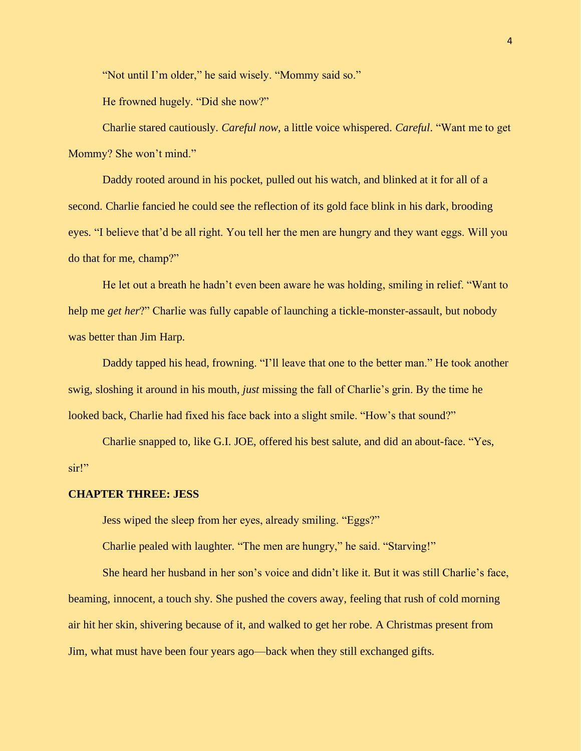"Not until I'm older," he said wisely. "Mommy said so."

He frowned hugely. "Did she now?"

Charlie stared cautiously. *Careful now*, a little voice whispered. *Careful*. "Want me to get Mommy? She won't mind."

Daddy rooted around in his pocket, pulled out his watch, and blinked at it for all of a second. Charlie fancied he could see the reflection of its gold face blink in his dark, brooding eyes. "I believe that'd be all right. You tell her the men are hungry and they want eggs. Will you do that for me, champ?"

He let out a breath he hadn't even been aware he was holding, smiling in relief. "Want to help me *get her*?" Charlie was fully capable of launching a tickle-monster-assault, but nobody was better than Jim Harp.

Daddy tapped his head, frowning. "I'll leave that one to the better man." He took another swig, sloshing it around in his mouth, *just* missing the fall of Charlie's grin. By the time he looked back, Charlie had fixed his face back into a slight smile. "How's that sound?"

Charlie snapped to, like G.I. JOE, offered his best salute, and did an about-face. "Yes, sir!"

## CHAPTER THREE: JESS

Jess wiped the sleep from her eyes, already smiling. "Eggs?"

Charlie pealed with laughter. "The men are hungry," he said. "Starving!"

She heard her husband in her son's voice and didn't like it. But it was still Charlie's face, beaming, innocent, a touch shy. She pushed the covers away, feeling that rush of cold morning air hit her skin, shivering because of it, and walked to get her robe. A Christmas present from Jim, what must have been four years ago—back when they still exchanged gifts.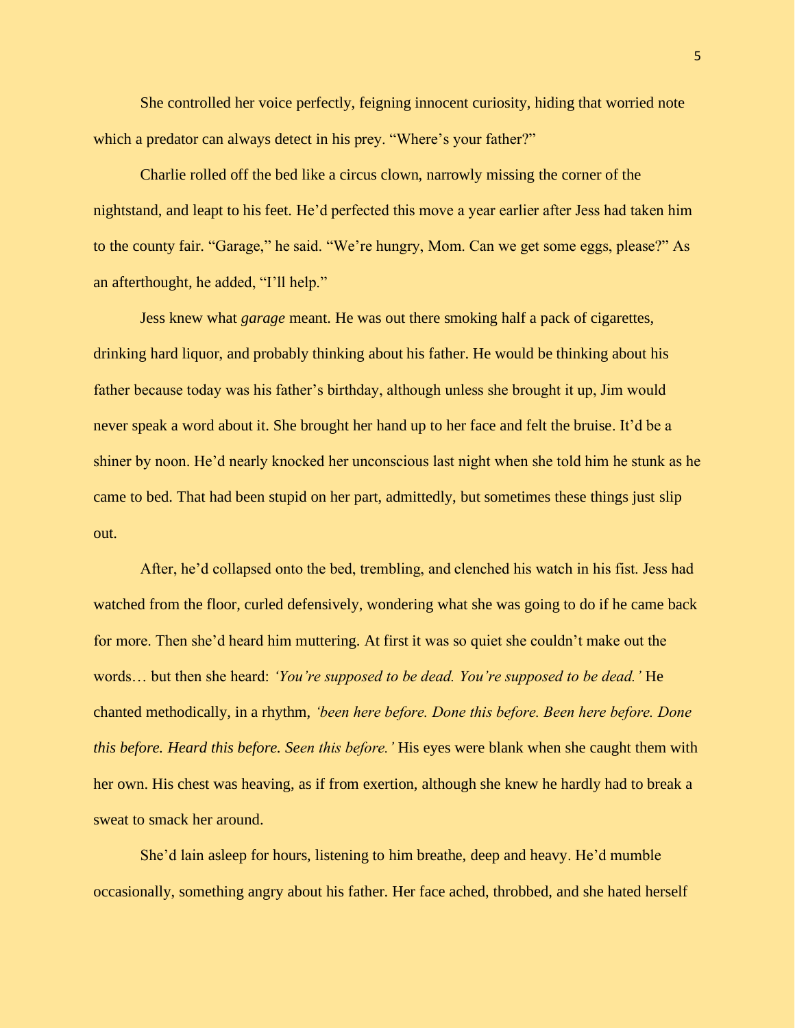She controlled her voice perfectly, feigning innocent curiosity, hiding that worried note which a predator can always detect in his prey. "Where's your father?"

Charlie rolled off the bed like a circus clown, narrowly missing the corner of the nightstand, and leapt to his feet. He'd perfected this move a year earlier after Jess had taken him to the county fair. "Garage," he said. "We're hungry, Mom. Can we get some eggs, please?" As an afterthought, he added, "I'll help."

Jess knew what *garage* meant. He was out there smoking half a pack of cigarettes, drinking hard liquor, and probably thinking about his father. He would be thinking about his father because today was his father's birthday, although unless she brought it up, Jim would never speak a word about it. She brought her hand up to her face and felt the bruise. It'd be a shiner by noon. He'd nearly knocked her unconscious last night when she told him he stunk as he came to bed. That had been stupid on her part, admittedly, but sometimes these things just slip out.

After, he'd collapsed onto the bed, trembling, and clenched his watch in his fist. Jess had watched from the floor, curled defensively, wondering what she was going to do if he came back for more. Then she'd heard him muttering. At first it was so quiet she couldn't make out the words… but then she heard: *'You're supposed to be dead. You're supposed to be dead.'* He chanted methodically, in a rhythm, *'been here before. Done this before. Been here before. Done this before. Heard this before. Seen this before.'* His eyes were blank when she caught them with her own. His chest was heaving, as if from exertion, although she knew he hardly had to break a sweat to smack her around.

She'd lain asleep for hours, listening to him breathe, deep and heavy. He'd mumble occasionally, something angry about his father. Her face ached, throbbed, and she hated herself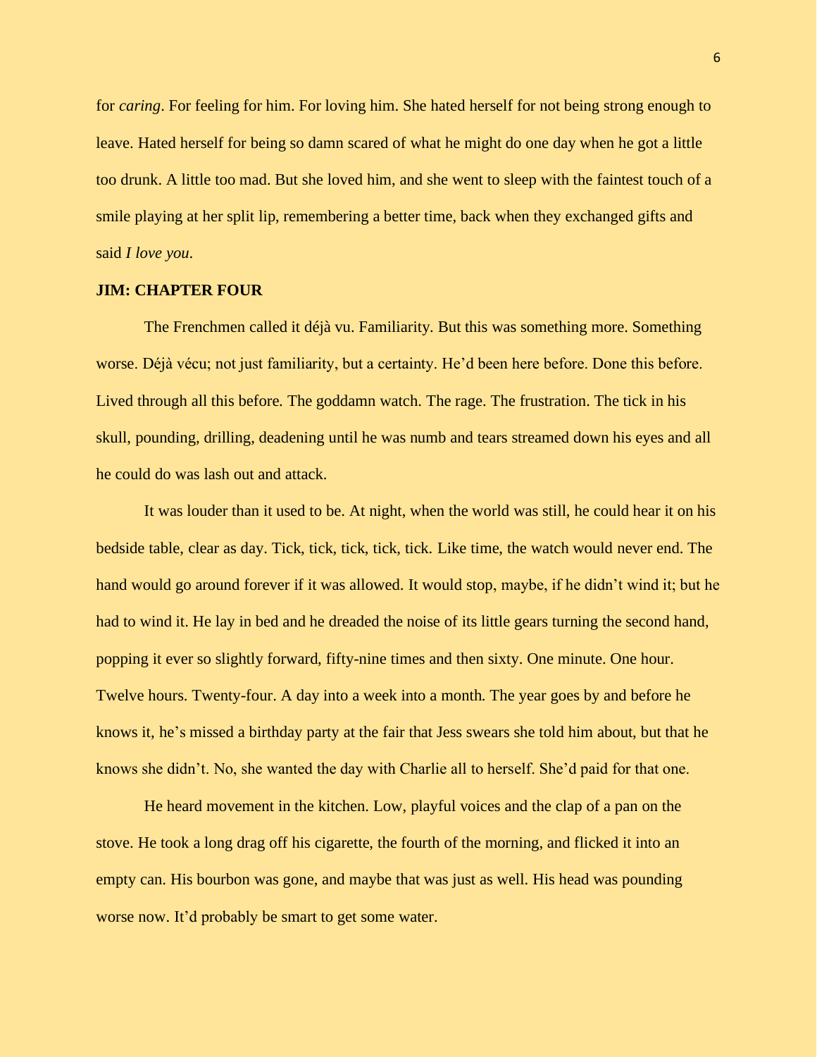for *caring*. For feeling for him. For loving him. She hated herself for not being strong enough to leave. Hated herself for being so damn scared of what he might do one day when he got a little too drunk. A little too mad. But she loved him, and she went to sleep with the faintest touch of a smile playing at her split lip, remembering a better time, back when they exchanged gifts and said *I love you*.

**JIM: CHAPTER FOUR**

The Frenchmen called it déjà vu. Familiarity. But this was something more. Something worse. Déjà vécu; not just familiarity, but a certainty. He'd been here before. Done this before. Lived through all this before. The goddamn watch. The rage. The frustration. The tick in his skull, pounding, drilling, deadening until he was numb and tears streamed down his eyes and all he could do was lash out and attack.

It was louder than it used to be. At night, when the world was still, he could hear it on his bedside table, clear as day. Tick, tick, tick, tick, tick. Like time, the watch would never end. The hand would go around forever if it was allowed. It would stop, maybe, if he didn't wind it; but he had to wind it. He lay in bed and he dreaded the noise of its little gears turning the second hand, popping it ever so slightly forward, fifty-nine times and then sixty. One minute. One hour. Twelve hours. Twenty-four. A day into a week into a month. The year goes by and before he knows it, he's missed a birthday party at the fair that Jess swears she told him about, but that he knows she didn't. No, she wanted the day with Charlie all to herself. She'd paid for that one.

He heard movement in the kitchen. Low, playful voices and the clap of a pan on the stove. He took a long drag off his cigarette, the fourth of the morning, and flicked it into an empty can. His bourbon was gone, and maybe that was just as well. His head was pounding worse now. It'd probably be smart to get some water.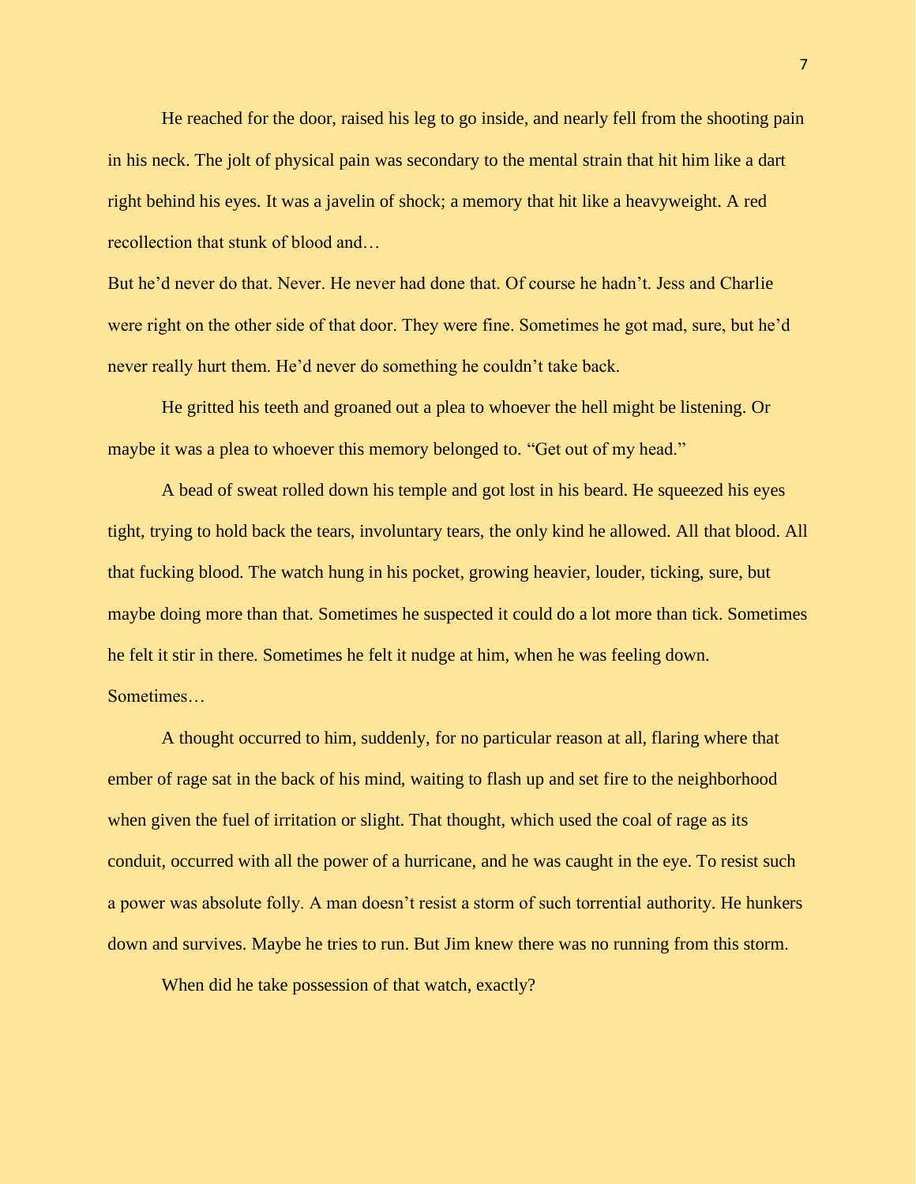He reached for the door, raised his leg to go inside, and nearly fell from the shooting pain in his neck. The jolt of physical pain was secondary to the mental strain that hit him like a dart right behind his eyes. It was a javelin of shock; a memory that hit like a heavyweight. A red recollection that stunk of blood and…

But he'd never do that. Never. He never had done that. Of course he hadn't. Jess and Charlie were right on the other side of that door. They were fine. Sometimes he got mad, sure, but he'd never really hurt them. He'd never do something he couldn't take back.

He gritted his teeth and groaned out a plea to whoever the hell might be listening. Or maybe it was a plea to whoever this memory belonged to. "Get out of my head."

A bead of sweat rolled down his temple and got lost in his beard. He squeezed his eyes tight, trying to hold back the tears, involuntary tears, the only kind he allowed. All that blood. All that fucking blood. The watch hung in his pocket, growing heavier, louder, ticking, sure, but maybe doing more than that. Sometimes he suspected it could do a lot more than tick. Sometimes he felt it stir in there. Sometimes he felt it nudge at him, when he was feeling down. Sometimes…

A thought occurred to him, suddenly, for no particular reason at all, flaring where that ember of rage sat in the back of his mind, waiting to flash up and set fire to the neighborhood when given the fuel of irritation or slight. That thought, which used the coal of rage as its conduit, occurred with all the power of a hurricane, and he was caught in the eye. To resist such a power was absolute folly. A man doesn't resist a storm of such torrential authority. He hunkers down and survives. Maybe he tries to run. But Jim knew there was no running from this storm.

When did he take possession of that watch, exactly?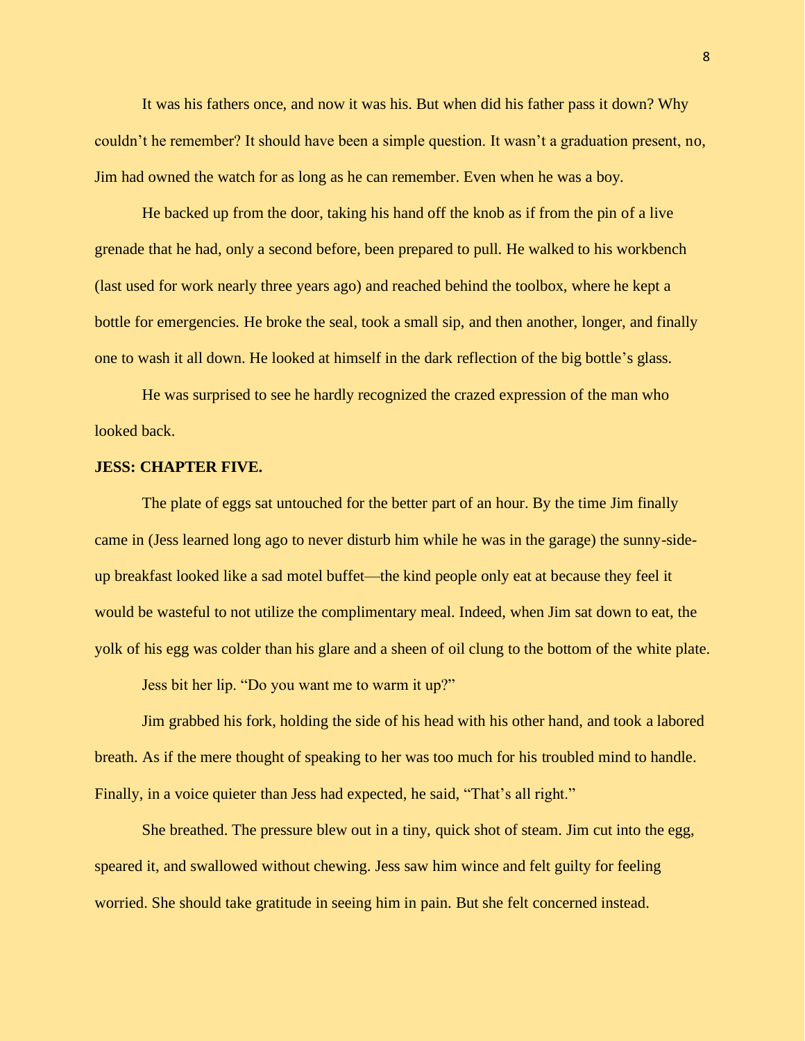It was his fathers once, and now it was his. But when did his father pass it down? Why couldn't he remember? It should have been a simple question. It wasn't a graduation present, no, Jim had owned the watch for as long as he can remember. Even when he was a boy.

He backed up from the door, taking his hand off the knob as if from the pin of a live grenade that he had, only a second before, been prepared to pull. He walked to his workbench (last used for work nearly three years ago) and reached behind the toolbox, where he kept a bottle for emergencies. He broke the seal, took a small sip, and then another, longer, and finally one to wash it all down. He looked at himself in the dark reflection of the big bottle's glass.

He was surprised to see he hardly recognized the crazed expression of the man who looked back.

**JESS: CHAPTER FIVE.**

The plate of eggs sat untouched for the better part of an hour. By the time Jim finally came in (Jess learned long ago to never disturb him while he was in the garage) the sunny-side-up breakfast looked like a sad motel buffet—the kind people only eat at because they feel it would be wasteful to not utilize the complimentary meal. Indeed, when Jim sat down to eat, the yolk of his egg was colder than his glare and a sheen of oil clung to the bottom of the white plate.

Jess bit her lip. "Do you want me to warm it up?"

Jim grabbed his fork, holding the side of his head with his other hand, and took a labored breath. As if the mere thought of speaking to her was too much for his troubled mind to handle. Finally, in a voice quieter than Jess had expected, he said, "That's all right."

She breathed. The pressure blew out in a tiny, quick shot of steam. Jim cut into the egg, speared it, and swallowed without chewing. Jess saw him wince and felt guilty for feeling worried. She should take gratitude in seeing him in pain. But she felt concerned instead.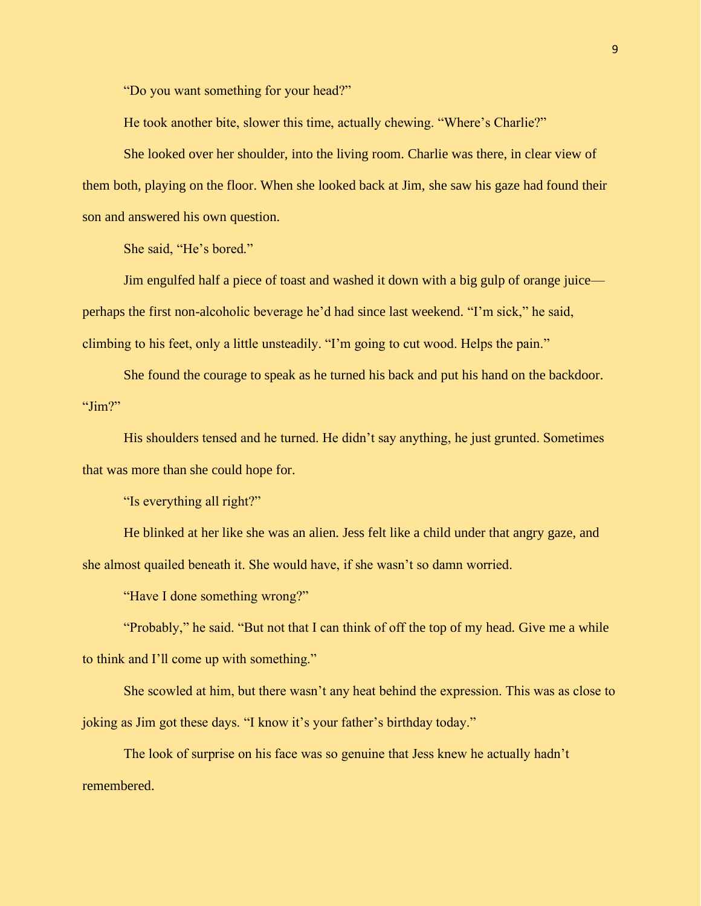"Do you want something for your head?"

He took another bite, slower this time, actually chewing. "Where's Charlie?"

She looked over her shoulder, into the living room. Charlie was there, in clear view of them both, playing on the floor. When she looked back at Jim, she saw his gaze had found their son and answered his own question.

She said, "He's bored."

Jim engulfed half a piece of toast and washed it down with a big gulp of orange juice—perhaps the first non-alcoholic beverage he'd had since last weekend. "I'm sick," he said, climbing to his feet, only a little unsteadily. "I'm going to cut wood. Helps the pain."

She found the courage to speak as he turned his back and put his hand on the backdoor. "Jim?"

His shoulders tensed and he turned. He didn't say anything, he just grunted. Sometimes that was more than she could hope for.

"Is everything all right?"

He blinked at her like she was an alien. Jess felt like a child under that angry gaze, and she almost quailed beneath it. She would have, if she wasn't so damn worried.

"Have I done something wrong?"

"Probably," he said. "But not that I can think of off the top of my head. Give me a while to think and I'll come up with something."

She scowled at him, but there wasn't any heat behind the expression. This was as close to joking as Jim got these days. "I know it's your father's birthday today."

The look of surprise on his face was so genuine that Jess knew he actually hadn't remembered.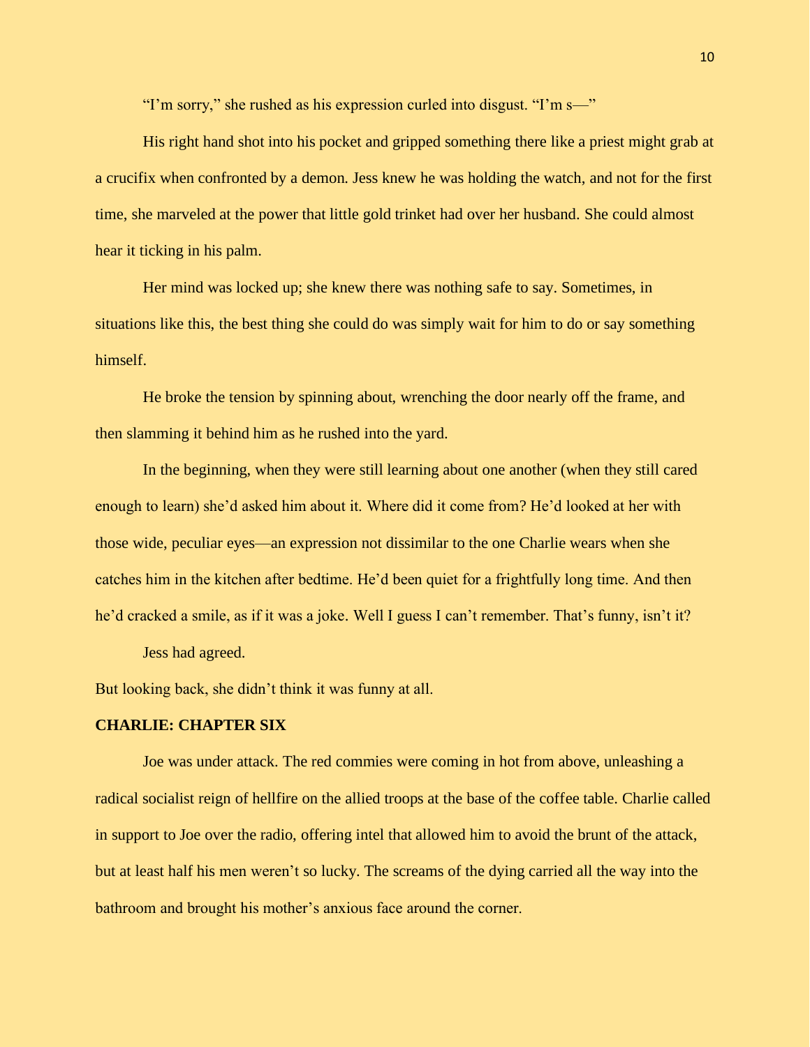"I'm sorry," she rushed as his expression curled into disgust. "I'm s—"

His right hand shot into his pocket and gripped something there like a priest might grab at a crucifix when confronted by a demon. Jess knew he was holding the watch, and not for the first time, she marveled at the power that little gold trinket had over her husband. She could almost hear it ticking in his palm.

Her mind was locked up; she knew there was nothing safe to say. Sometimes, in situations like this, the best thing she could do was simply wait for him to do or say something himself.

He broke the tension by spinning about, wrenching the door nearly off the frame, and then slamming it behind him as he rushed into the yard.

In the beginning, when they were still learning about one another (when they still cared enough to learn) she'd asked him about it. Where did it come from? He'd looked at her with those wide, peculiar eyes—an expression not dissimilar to the one Charlie wears when she catches him in the kitchen after bedtime. He'd been quiet for a frightfully long time. And then he'd cracked a smile, as if it was a joke. Well I guess I can't remember. That's funny, isn't it?

Jess had agreed.

But looking back, she didn't think it was funny at all.

**CHARLIE: CHAPTER SIX**

Joe was under attack. The red commies were coming in hot from above, unleashing a radical socialist reign of hellfire on the allied troops at the base of the coffee table. Charlie called in support to Joe over the radio, offering intel that allowed him to avoid the brunt of the attack, but at least half his men weren't so lucky. The screams of the dying carried all the way into the bathroom and brought his mother's anxious face around the corner.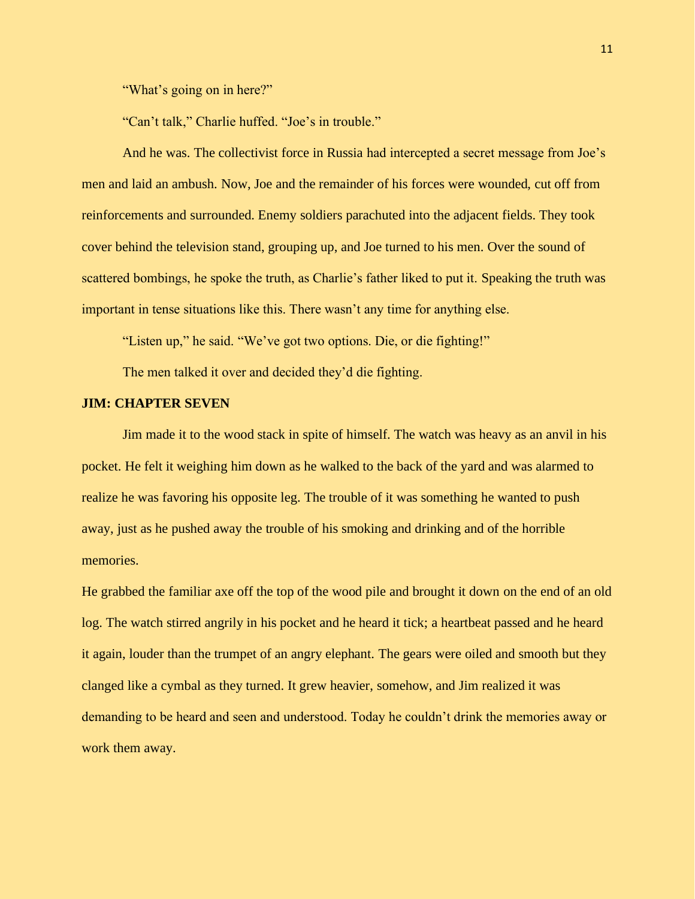“What’s going on in here?”

“Can’t talk,” Charlie huffed. “Joe’s in trouble.”

And he was. The collectivist force in Russia had intercepted a secret message from Joe’s men and laid an ambush. Now, Joe and the remainder of his forces were wounded, cut off from reinforcements and surrounded. Enemy soldiers parachuted into the adjacent fields. They took cover behind the television stand, grouping up, and Joe turned to his men. Over the sound of scattered bombings, he spoke the truth, as Charlie’s father liked to put it. Speaking the truth was important in tense situations like this. There wasn’t any time for anything else.

“Listen up,” he said. “We’ve got two options. Die, or die fighting!”

The men talked it over and decided they’d die fighting.

**JIM: CHAPTER SEVEN**

Jim made it to the wood stack in spite of himself. The watch was heavy as an anvil in his pocket. He felt it weighing him down as he walked to the back of the yard and was alarmed to realize he was favoring his opposite leg. The trouble of it was something he wanted to push away, just as he pushed away the trouble of his smoking and drinking and of the horrible memories.

He grabbed the familiar axe off the top of the wood pile and brought it down on the end of an old log. The watch stirred angrily in his pocket and he heard it tick; a heartbeat passed and he heard it again, louder than the trumpet of an angry elephant. The gears were oiled and smooth but they clanged like a cymbal as they turned. It grew heavier, somehow, and Jim realized it was demanding to be heard and seen and understood. Today he couldn’t drink the memories away or work them away.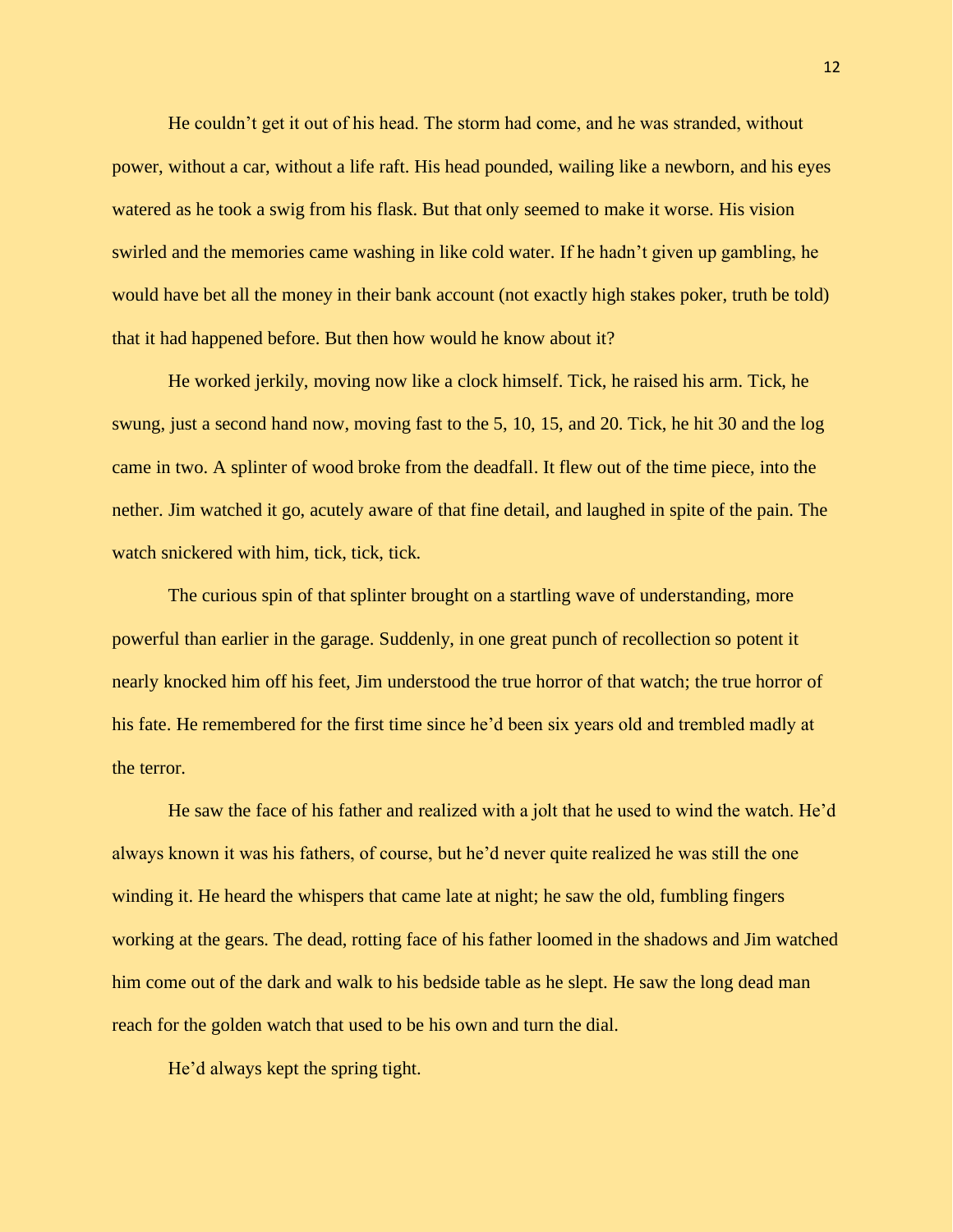He couldn't get it out of his head. The storm had come, and he was stranded, without power, without a car, without a life raft. His head pounded, wailing like a newborn, and his eyes watered as he took a swig from his flask. But that only seemed to make it worse. His vision swirled and the memories came washing in like cold water. If he hadn't given up gambling, he would have bet all the money in their bank account (not exactly high stakes poker, truth be told) that it had happened before. But then how would he know about it?

He worked jerkily, moving now like a clock himself. Tick, he raised his arm. Tick, he swung, just a second hand now, moving fast to the 5, 10, 15, and 20. Tick, he hit 30 and the log came in two. A splinter of wood broke from the deadfall. It flew out of the time piece, into the nether. Jim watched it go, acutely aware of that fine detail, and laughed in spite of the pain. The watch snickered with him, tick, tick, tick.

The curious spin of that splinter brought on a startling wave of understanding, more powerful than earlier in the garage. Suddenly, in one great punch of recollection so potent it nearly knocked him off his feet, Jim understood the true horror of that watch; the true horror of his fate. He remembered for the first time since he'd been six years old and trembled madly at the terror.

He saw the face of his father and realized with a jolt that he used to wind the watch. He'd always known it was his fathers, of course, but he'd never quite realized he was still the one winding it. He heard the whispers that came late at night; he saw the old, fumbling fingers working at the gears. The dead, rotting face of his father loomed in the shadows and Jim watched him come out of the dark and walk to his bedside table as he slept. He saw the long dead man reach for the golden watch that used to be his own and turn the dial.

He'd always kept the spring tight.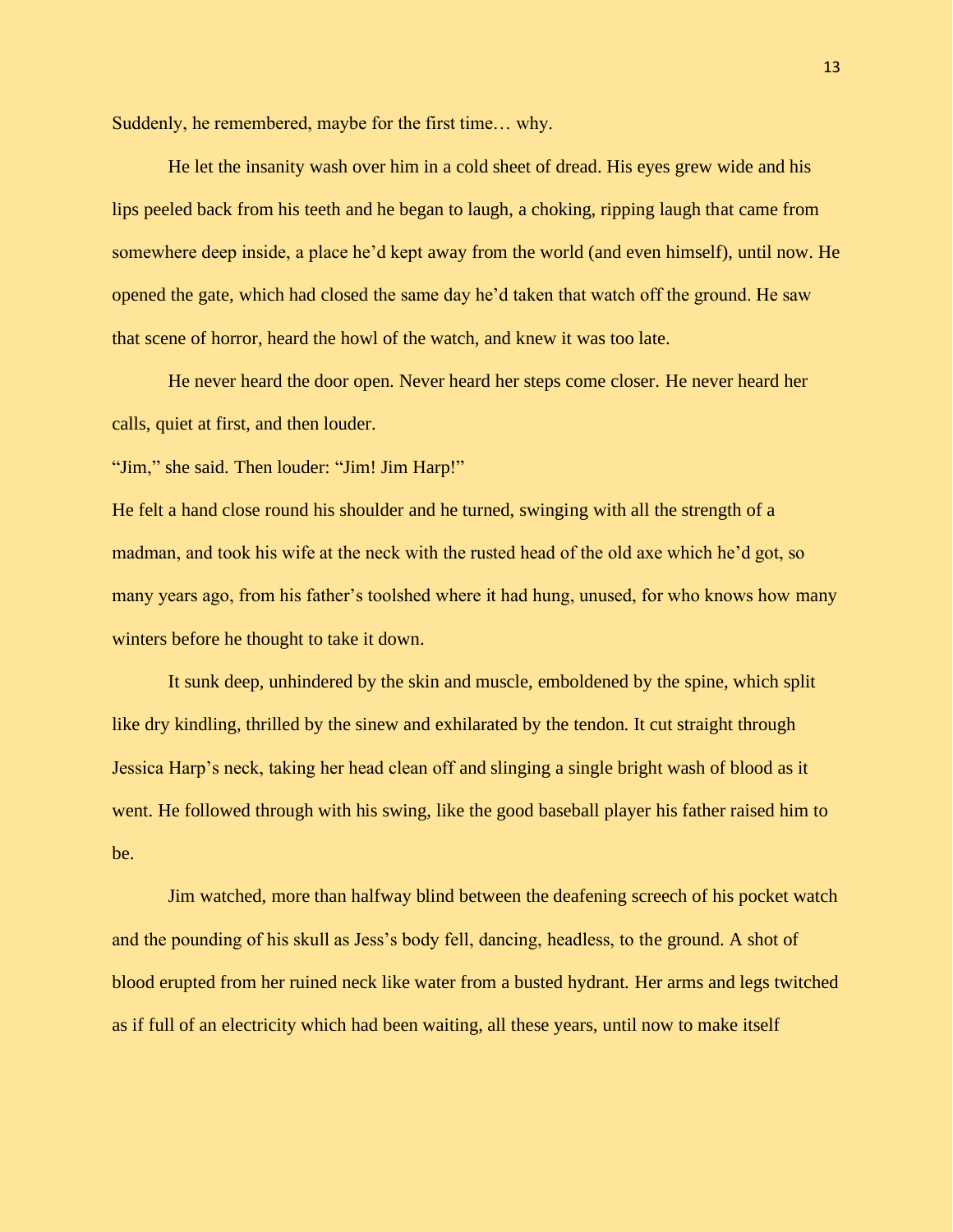Suddenly, he remembered, maybe for the first time… why.

He let the insanity wash over him in a cold sheet of dread. His eyes grew wide and his lips peeled back from his teeth and he began to laugh, a choking, ripping laugh that came from somewhere deep inside, a place he'd kept away from the world (and even himself), until now. He opened the gate, which had closed the same day he'd taken that watch off the ground. He saw that scene of horror, heard the howl of the watch, and knew it was too late.

He never heard the door open. Never heard her steps come closer. He never heard her calls, quiet at first, and then louder.

"Jim," she said. Then louder: "Jim! Jim Harp!"

He felt a hand close round his shoulder and he turned, swinging with all the strength of a madman, and took his wife at the neck with the rusted head of the old axe which he'd got, so many years ago, from his father's toolshed where it had hung, unused, for who knows how many winters before he thought to take it down.

It sunk deep, unhindered by the skin and muscle, emboldened by the spine, which split like dry kindling, thrilled by the sinew and exhilarated by the tendon. It cut straight through Jessica Harp's neck, taking her head clean off and slinging a single bright wash of blood as it went. He followed through with his swing, like the good baseball player his father raised him to be.

Jim watched, more than halfway blind between the deafening screech of his pocket watch and the pounding of his skull as Jess's body fell, dancing, headless, to the ground. A shot of blood erupted from her ruined neck like water from a busted hydrant. Her arms and legs twitched as if full of an electricity which had been waiting, all these years, until now to make itself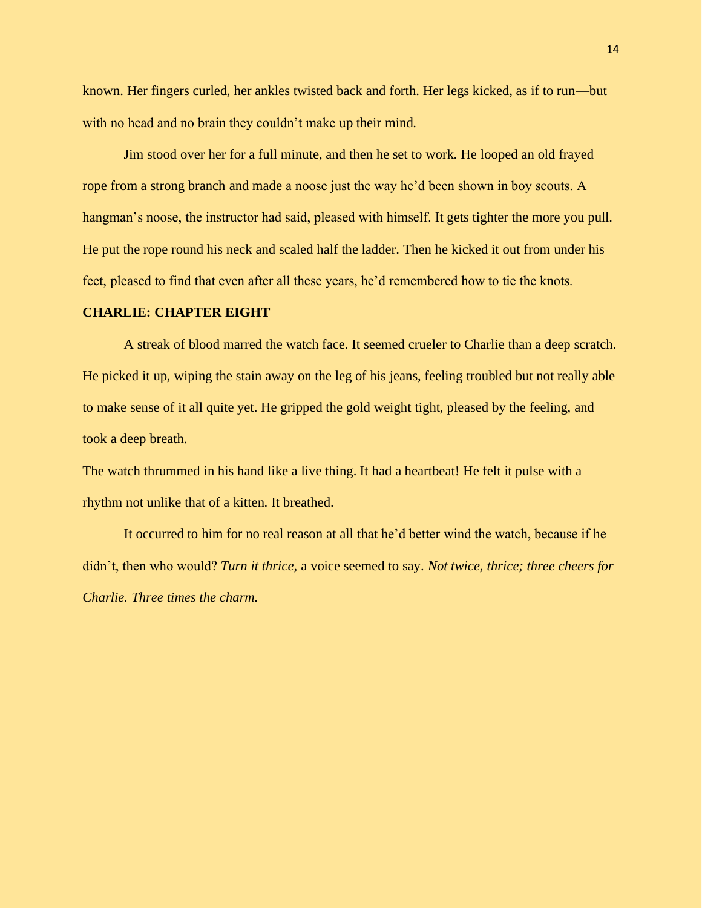known. Her fingers curled, her ankles twisted back and forth. Her legs kicked, as if to run—but with no head and no brain they couldn't make up their mind.

Jim stood over her for a full minute, and then he set to work. He looped an old frayed rope from a strong branch and made a noose just the way he'd been shown in boy scouts. A hangman's noose, the instructor had said, pleased with himself. It gets tighter the more you pull. He put the rope round his neck and scaled half the ladder. Then he kicked it out from under his feet, pleased to find that even after all these years, he'd remembered how to tie the knots.

**CHARLIE: CHAPTER EIGHT**

A streak of blood marred the watch face. It seemed crueler to Charlie than a deep scratch. He picked it up, wiping the stain away on the leg of his jeans, feeling troubled but not really able to make sense of it all quite yet. He gripped the gold weight tight, pleased by the feeling, and took a deep breath.

The watch thrummed in his hand like a live thing. It had a heartbeat! He felt it pulse with a rhythm not unlike that of a kitten. It breathed.

It occurred to him for no real reason at all that he'd better wind the watch, because if he didn't, then who would? *Turn it thrice,* a voice seemed to say. *Not twice, thrice; three cheers for Charlie. Three times the charm.*